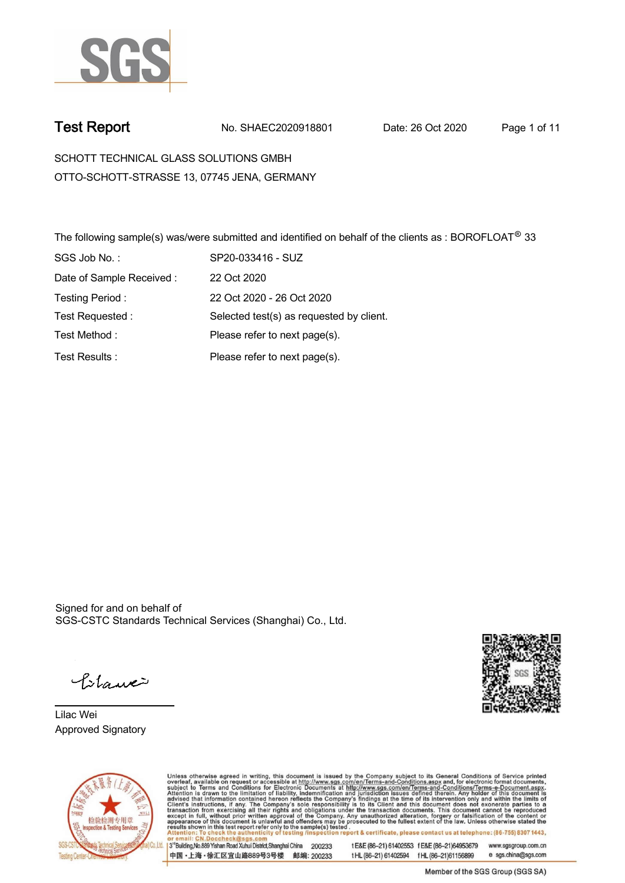# Test Report

No. SHAEC2020918801 Date: 26 Oct 2020

SCHOTT TECHNICAL GLASS SOLUTIONS GMBH
OTTO-SCHOTT-STRASSE 13, 07745 JENA, GERMANY

The following sample(s) was/were submitted and identified on behalf of the clients as : BOROFLOAT® 33

| | |
|---|---|
| SGS Job No. : | SP20-033416 - SUZ |
| Date of Sample Received : | 22 Oct 2020 |
| Testing Period : | 22 Oct 2020 - 26 Oct 2020 |
| Test Requested : | Selected test(s) as requested by client. |
| Test Method : | Please refer to next page(s). |
| Test Results : | Please refer to next page(s). |

Signed for and on behalf of
SGS-CSTC Standards Technical Services (Shanghai) Co., Ltd.

Lilac Wei
Approved Signatory

Unless otherwise agreed in writing, this document is issued by the Company subject to its General Conditions of Service printed overleaf, available on request or accessible at http://www.sgs.com/en/Terms-and-Conditions.aspx and, for electronic format documents, subject to Terms and Conditions for Electronic Documents at http://www.sgs.com/en/Terms-and-Conditions/Terms-e-Document.aspx. Attention is drawn to the limitation of liability, indemnification and jurisdiction issues defined therein. Any holder of this document is advised that information contained hereon reflects the Company's findings at the time of its intervention only and within the limits of Client's instructions, if any. The Company's sole responsibility is to its Client and this document does not exonerate parties to a transaction from exercising all their rights and obligations under the transaction documents. This document cannot be reproduced except in full, without prior written approval of the Company. Any unauthorized alteration, forgery or falsification of the content or appearance of this document is unlawful and offenders may be prosecuted to the fullest extent of the law. Unless otherwise stated the results shown in this test report refer only to the sample(s) tested .
Attention: To check the authenticity of testing /inspection report & certificate, please contact us at telephone: (86-755) 8307 1443, or email: CN.Doccheck@sgs.com

3rd Building,No.889 Yishan Road Xuhui District,Shanghai China 200233 t E&E (86–21) 61402553 f E&E (86–21)64953679 www.sgsgroup.com.cn
中国・上海・徐汇区宜山路889号3号楼 邮编: 200233 t HL (86–21) 61402594 f HL (86–21)61156899 e sgs.china@sgs.com

Member of the SGS Group (SGS SA)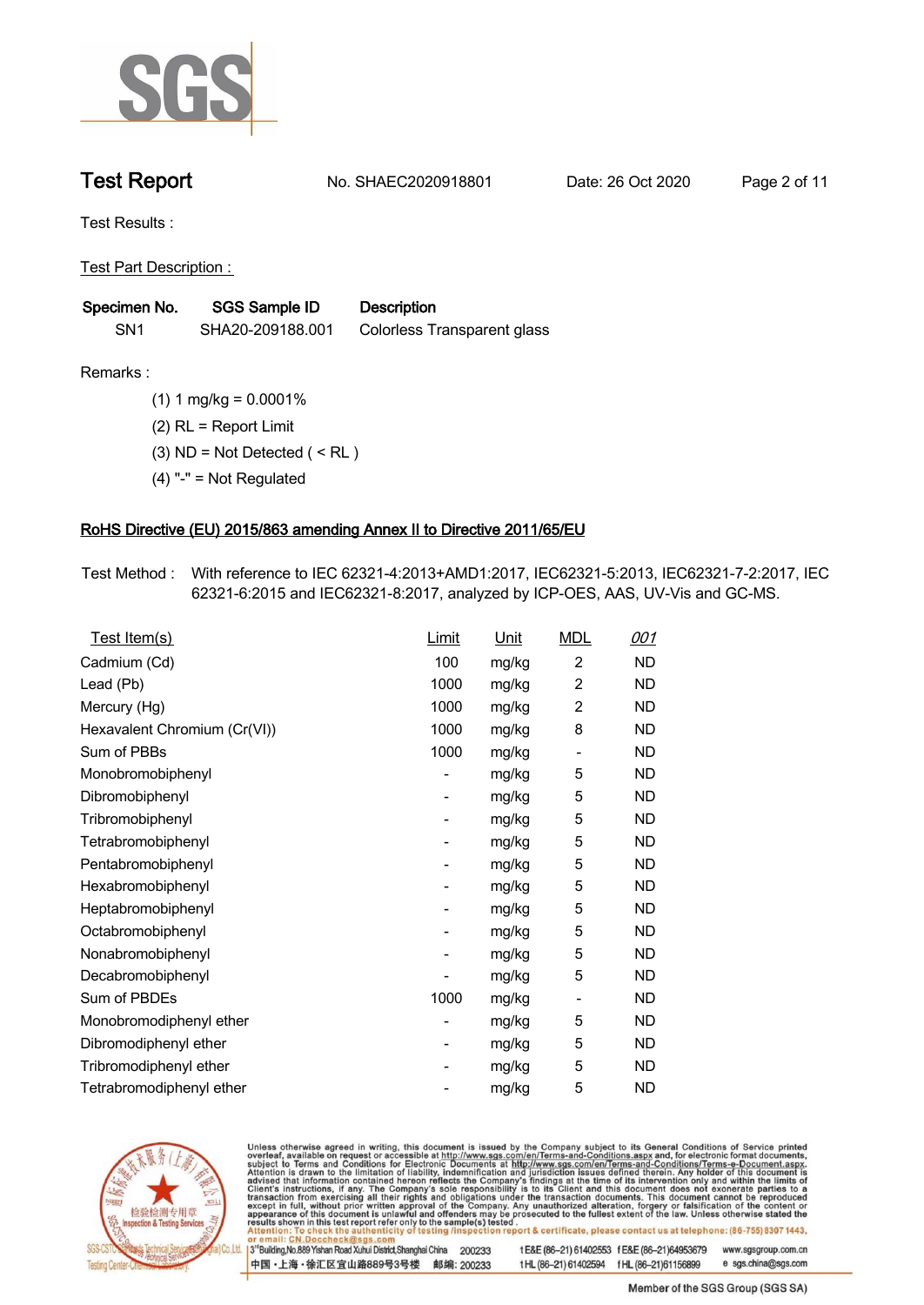# Test Report

No. SHAEC2020918801 Date: 26 Oct 2020

Test Results :

Test Part Description :

| Specimen No. | SGS Sample ID | Description |
|---|---|---|
| SN1 | SHA20-209188.001 | Colorless Transparent glass |

Remarks :

(1) 1 mg/kg = 0.0001%

(2) RL = Report Limit

(3) ND = Not Detected ( < RL )

(4) "-" = Not Regulated

## RoHS Directive (EU) 2015/863 amending Annex II to Directive 2011/65/EU

Test Method : With reference to IEC 62321-4:2013+AMD1:2017, IEC62321-5:2013, IEC62321-7-2:2017, IEC 62321-6:2015 and IEC62321-8:2017, analyzed by ICP-OES, AAS, UV-Vis and GC-MS.

| Test Item(s) | Limit | Unit | MDL | 001 |
|---|---|---|---|---|
| Cadmium (Cd) | 100 | mg/kg | 2 | ND |
| Lead (Pb) | 1000 | mg/kg | 2 | ND |
| Mercury (Hg) | 1000 | mg/kg | 2 | ND |
| Hexavalent Chromium (Cr(VI)) | 1000 | mg/kg | 8 | ND |
| Sum of PBBs | 1000 | mg/kg | - | ND |
| Monobromobiphenyl | - | mg/kg | 5 | ND |
| Dibromobiphenyl | - | mg/kg | 5 | ND |
| Tribromobiphenyl | - | mg/kg | 5 | ND |
| Tetrabromobiphenyl | - | mg/kg | 5 | ND |
| Pentabromobiphenyl | - | mg/kg | 5 | ND |
| Hexabromobiphenyl | - | mg/kg | 5 | ND |
| Heptabromobiphenyl | - | mg/kg | 5 | ND |
| Octabromobiphenyl | - | mg/kg | 5 | ND |
| Nonabromobiphenyl | - | mg/kg | 5 | ND |
| Decabromobiphenyl | - | mg/kg | 5 | ND |
| Sum of PBDEs | 1000 | mg/kg | - | ND |
| Monobromodiphenyl ether | - | mg/kg | 5 | ND |
| Dibromodiphenyl ether | - | mg/kg | 5 | ND |
| Tribromodiphenyl ether | - | mg/kg | 5 | ND |
| Tetrabromodiphenyl ether | - | mg/kg | 5 | ND |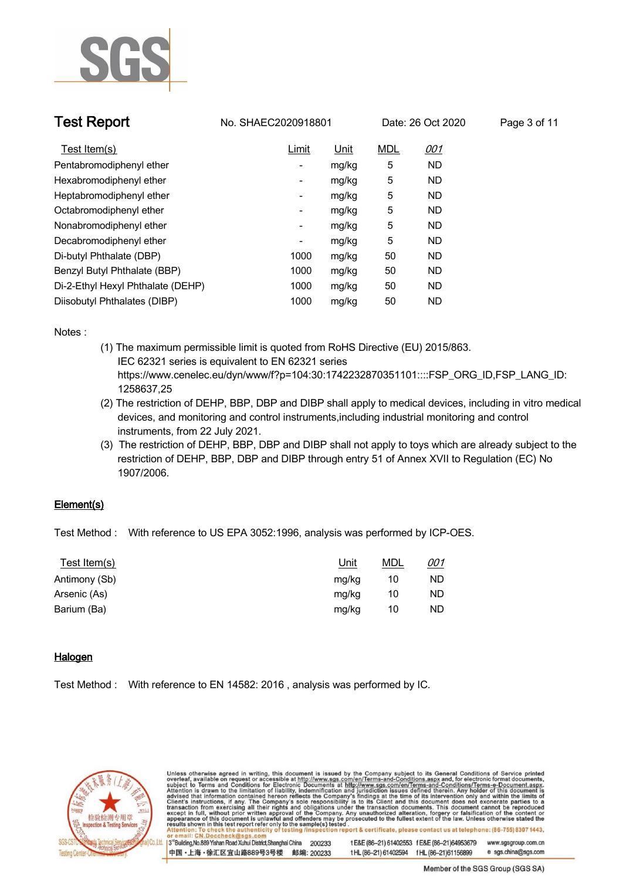| Test Item(s) | Limit | Unit | MDL | 001 |
|---|---|---|---|---|
| Pentabromodiphenyl ether | - | mg/kg | 5 | ND |
| Hexabromodiphenyl ether | - | mg/kg | 5 | ND |
| Heptabromodiphenyl ether | - | mg/kg | 5 | ND |
| Octabromodiphenyl ether | - | mg/kg | 5 | ND |
| Nonabromodiphenyl ether | - | mg/kg | 5 | ND |
| Decabromodiphenyl ether | - | mg/kg | 5 | ND |
| Di-butyl Phthalate (DBP) | 1000 | mg/kg | 50 | ND |
| Benzyl Butyl Phthalate (BBP) | 1000 | mg/kg | 50 | ND |
| Di-2-Ethyl Hexyl Phthalate (DEHP) | 1000 | mg/kg | 50 | ND |
| Diisobutyl Phthalates (DIBP) | 1000 | mg/kg | 50 | ND |

Notes :

(1) The maximum permissible limit is quoted from RoHS Directive (EU) 2015/863.
IEC 62321 series is equivalent to EN 62321 series
https://www.cenelec.eu/dyn/www/f?p=104:30:1742232870351101::::FSP_ORG_ID,FSP_LANG_ID:1258637,25

(2) The restriction of DEHP, BBP, DBP and DIBP shall apply to medical devices, including in vitro medical devices, and monitoring and control instruments,including industrial monitoring and control instruments, from 22 July 2021.

(3) The restriction of DEHP, BBP, DBP and DIBP shall not apply to toys which are already subject to the restriction of DEHP, BBP, DBP and DIBP through entry 51 of Annex XVII to Regulation (EC) No 1907/2006.

## Element(s)

Test Method : With reference to US EPA 3052:1996, analysis was performed by ICP-OES.

| Test Item(s) | Unit | MDL | 001 |
|---|---|---|---|
| Antimony (Sb) | mg/kg | 10 | ND |
| Arsenic (As) | mg/kg | 10 | ND |
| Barium (Ba) | mg/kg | 10 | ND |

## Halogen

Test Method : With reference to EN 14582: 2016 , analysis was performed by IC.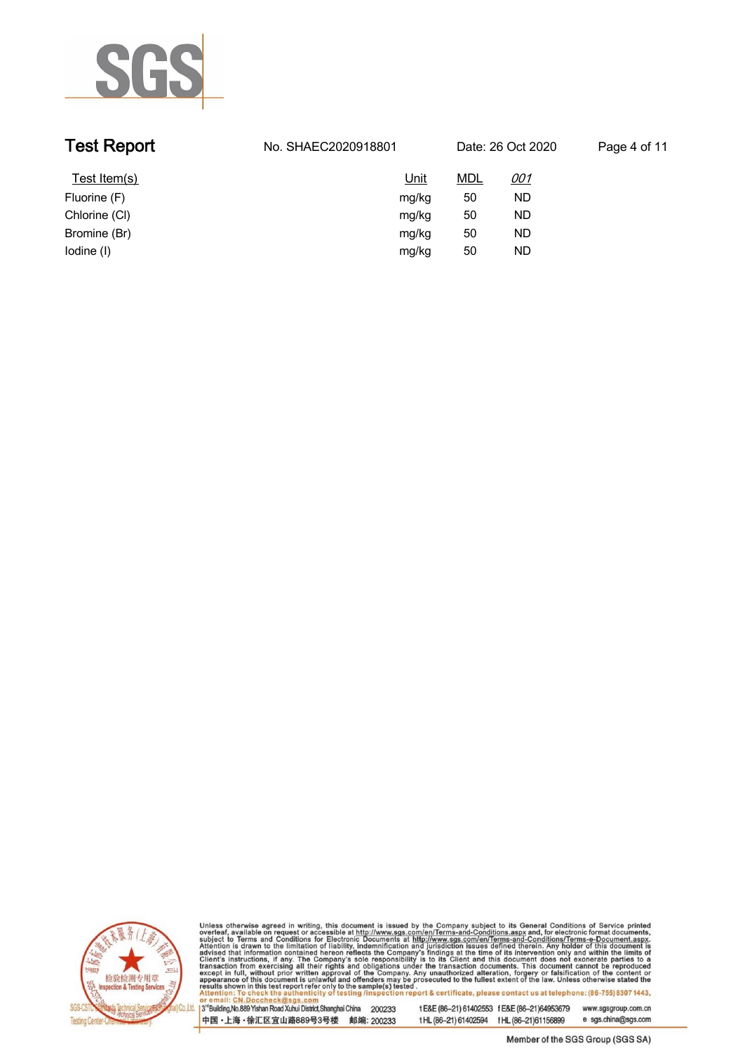| Test Item(s) | Unit | MDL | *001* |
|---|---|---|---|
| Fluorine (F) | mg/kg | 50 | ND |
| Chlorine (Cl) | mg/kg | 50 | ND |
| Bromine (Br) | mg/kg | 50 | ND |
| Iodine (I) | mg/kg | 50 | ND |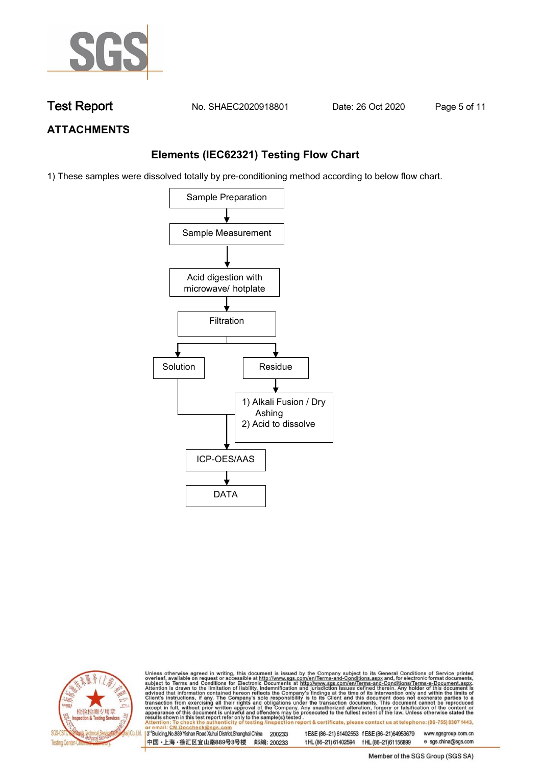## ATTACHMENTS

### Elements (IEC62321) Testing Flow Chart

1) These samples were dissolved totally by pre-conditioning method according to below flow chart.

Sample Preparation
↓
Sample Measurement
↓
Acid digestion with microwave/ hotplate
↓
Filtration
↓
Solution | Residue

Residue → 1) Alkali Fusion / Dry Ashing 2) Acid to dissolve

Solution + (1) Alkali Fusion / Dry Ashing 2) Acid to dissolve) → ICP-OES/AAS
↓
DATA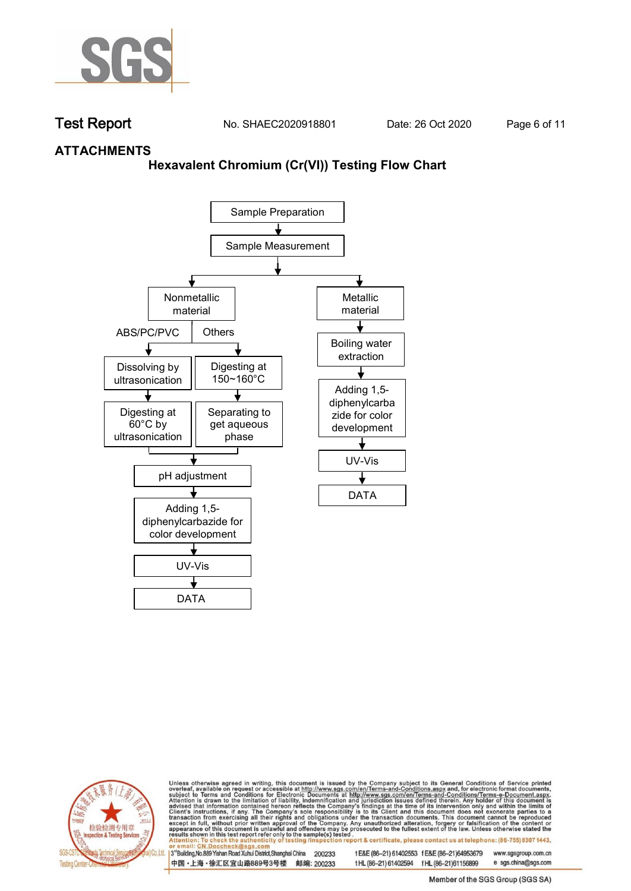# ATTACHMENTS

## Hexavalent Chromium (Cr(VI)) Testing Flow Chart

- Sample Preparation
  - ↓
- Sample Measurement
  - ↓
  - **Nonmetallic material**
    - ABS/PC/PVC
      - Dissolving by ultrasonication
      - ↓
      - Digesting at 60°C by ultrasonication
    - Others
      - Digesting at 150~160°C
      - ↓
      - Separating to get aqueous phase
    - ↓ (both branches)
    - pH adjustment
    - ↓
    - Adding 1,5-diphenylcarbazide for color development
    - ↓
    - UV-Vis
    - ↓
    - DATA
  - **Metallic material**
    - ↓
    - Boiling water extraction
    - ↓
    - Adding 1,5-diphenylcarbazide for color development
    - ↓
    - UV-Vis
    - ↓
    - DATA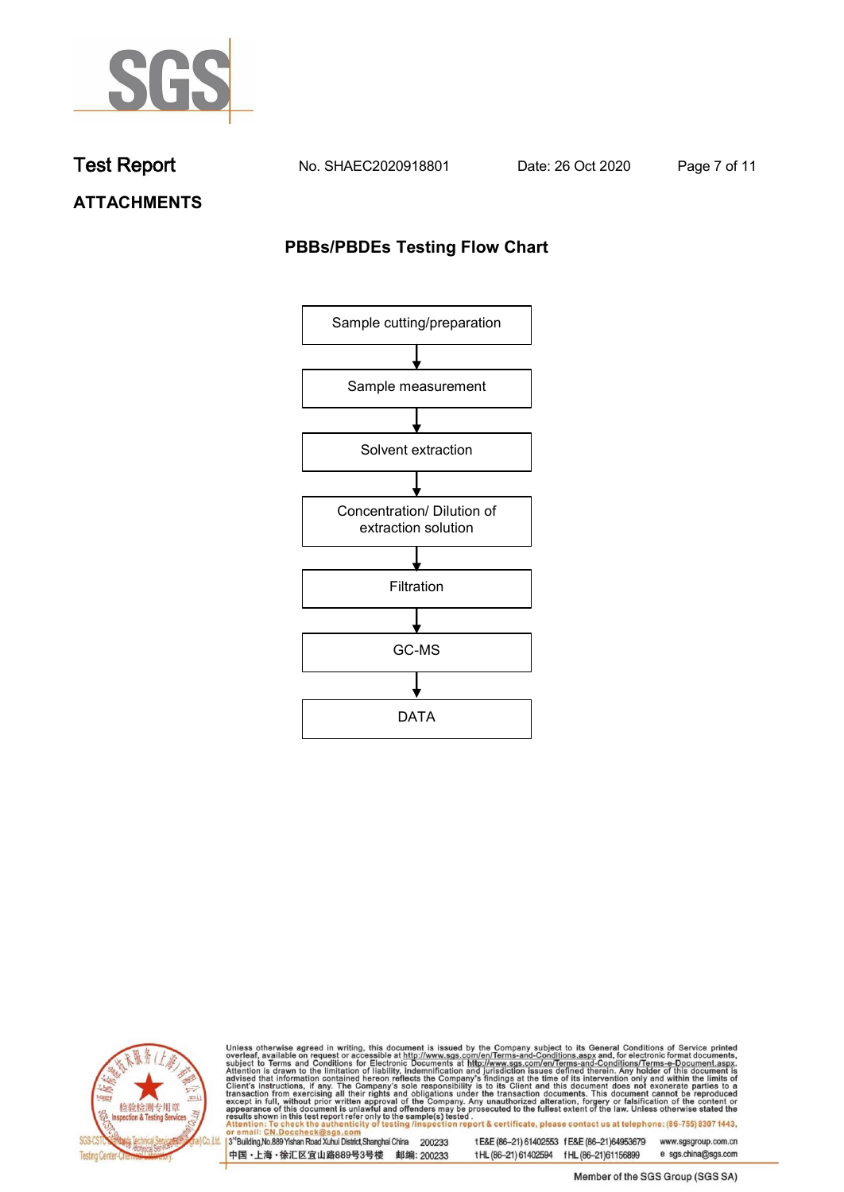Test Report No. SHAEC2020918801 Date: 26 Oct 2020

## ATTACHMENTS

### PBBs/PBDEs Testing Flow Chart

Sample cutting/preparation

↓

Sample measurement

↓

Solvent extraction

↓

Concentration/ Dilution of extraction solution

↓

Filtration

↓

GC-MS

↓

DATA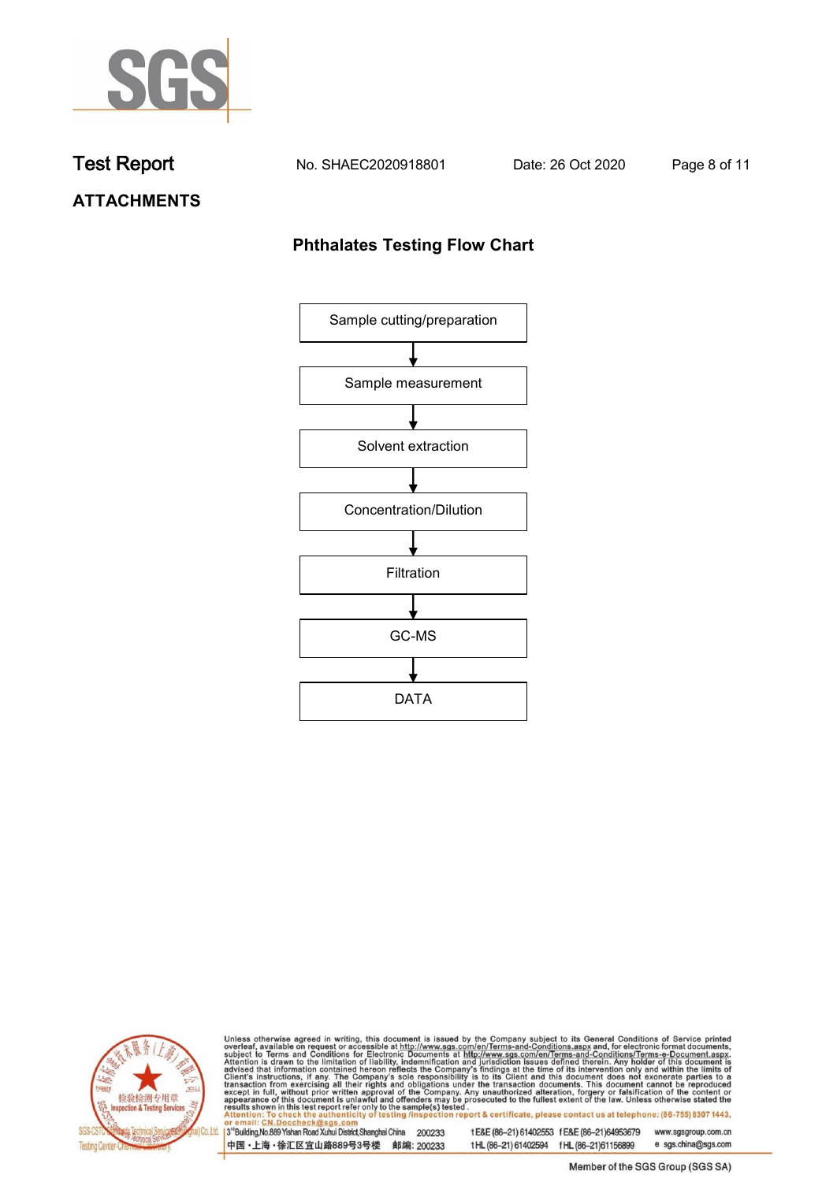# ATTACHMENTS

## Phthalates Testing Flow Chart

Sample cutting/preparation

↓

Sample measurement

↓

Solvent extraction

↓

Concentration/Dilution

↓

Filtration

↓

GC-MS

↓

DATA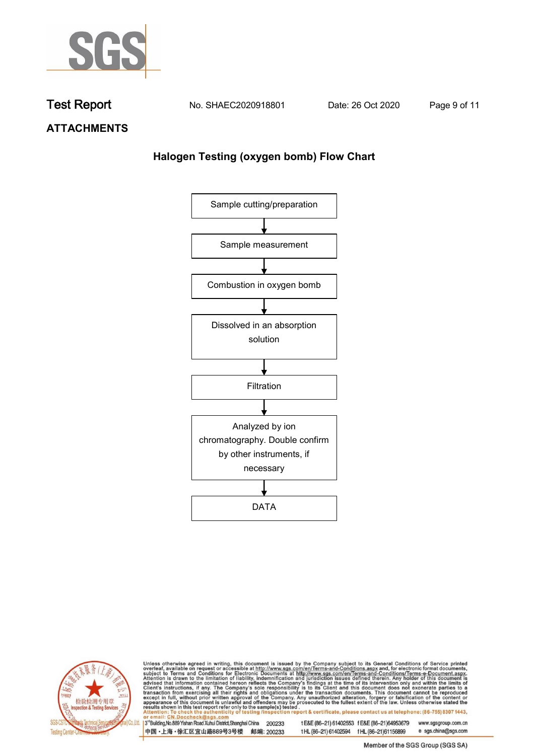## ATTACHMENTS

### Halogen Testing (oxygen bomb) Flow Chart

Sample cutting/preparation

↓

Sample measurement

↓

Combustion in oxygen bomb

↓

Dissolved in an absorption solution

↓

Filtration

↓

Analyzed by ion chromatography. Double confirm by other instruments, if necessary

↓

DATA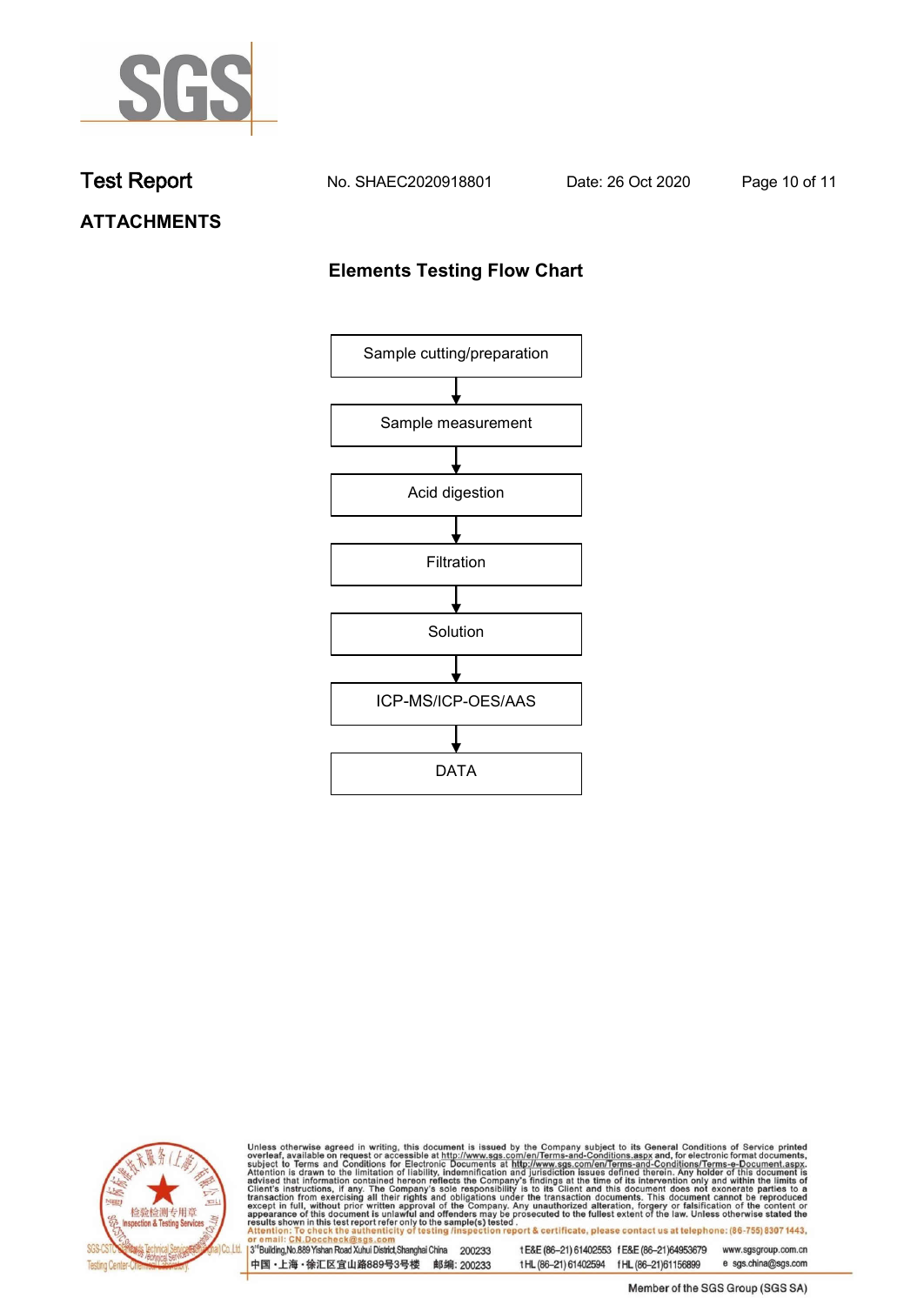# Test Report

No. SHAEC2020918801 Date: 26 Oct 2020

## ATTACHMENTS

### Elements Testing Flow Chart

Sample cutting/preparation

↓

Sample measurement

↓

Acid digestion

↓

Filtration

↓

Solution

↓

ICP-MS/ICP-OES/AAS

↓

DATA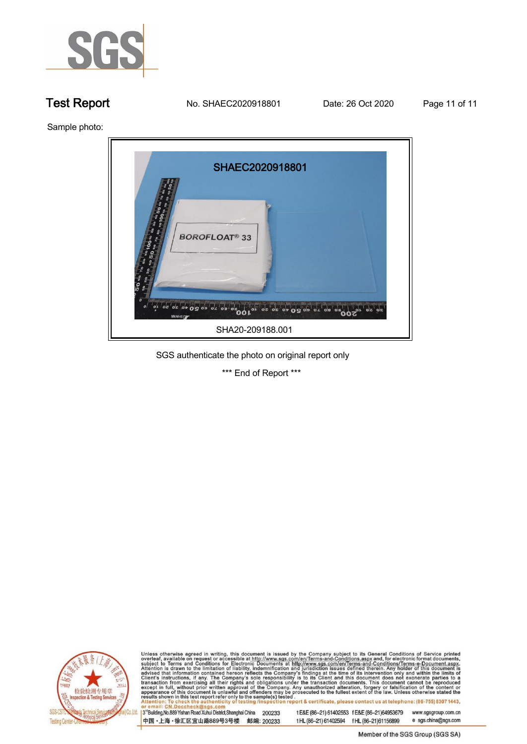Sample photo:

SHAEC2020918801

BOROFLOAT® 33

SHA20-209188.001

SGS authenticate the photo on original report only

*** End of Report ***